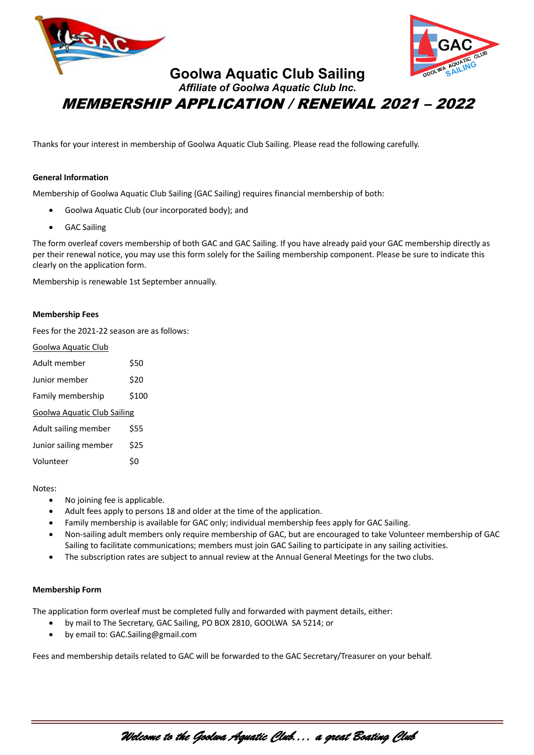# Goolwa Aquatic Club Sailing

*Affiliate of Goolwa Aquatic Club Inc.*

## MEMBERSHIP APPLICATION / RENEWAL 2021 – 2022

Thanks for your interest in membership of Goolwa Aquatic Club Sailing. Please read the following carefully.

**General Information**

Membership of Goolwa Aquatic Club Sailing (GAC Sailing) requires financial membership of both:

- Goolwa Aquatic Club (our incorporated body); and
- GAC Sailing

The form overleaf covers membership of both GAC and GAC Sailing. If you have already paid your GAC membership directly as per their renewal notice, you may use this form solely for the Sailing membership component. Please be sure to indicate this clearly on the application form.

Membership is renewable 1st September annually.

**Membership Fees**

Fees for the 2021-22 season are as follows:

| Goolwa Aquatic Club | |
|---|---|
| Adult member | $50 |
| Junior member | $20 |
| Family membership | $100 |
| **Goolwa Aquatic Club Sailing** | |
| Adult sailing member | $55 |
| Junior sailing member | $25 |
| Volunteer | $0 |

Notes:

- No joining fee is applicable.
- Adult fees apply to persons 18 and older at the time of the application.
- Family membership is available for GAC only; individual membership fees apply for GAC Sailing.
- Non-sailing adult members only require membership of GAC, but are encouraged to take Volunteer membership of GAC Sailing to facilitate communications; members must join GAC Sailing to participate in any sailing activities.
- The subscription rates are subject to annual review at the Annual General Meetings for the two clubs.

**Membership Form**

The application form overleaf must be completed fully and forwarded with payment details, either:

- by mail to The Secretary, GAC Sailing, PO BOX 2810, GOOLWA SA 5214; or
- by email to: GAC.Sailing@gmail.com

Fees and membership details related to GAC will be forwarded to the GAC Secretary/Treasurer on your behalf.

*Welcome to the Goolwa Aquatic Club.... a great Boating Club*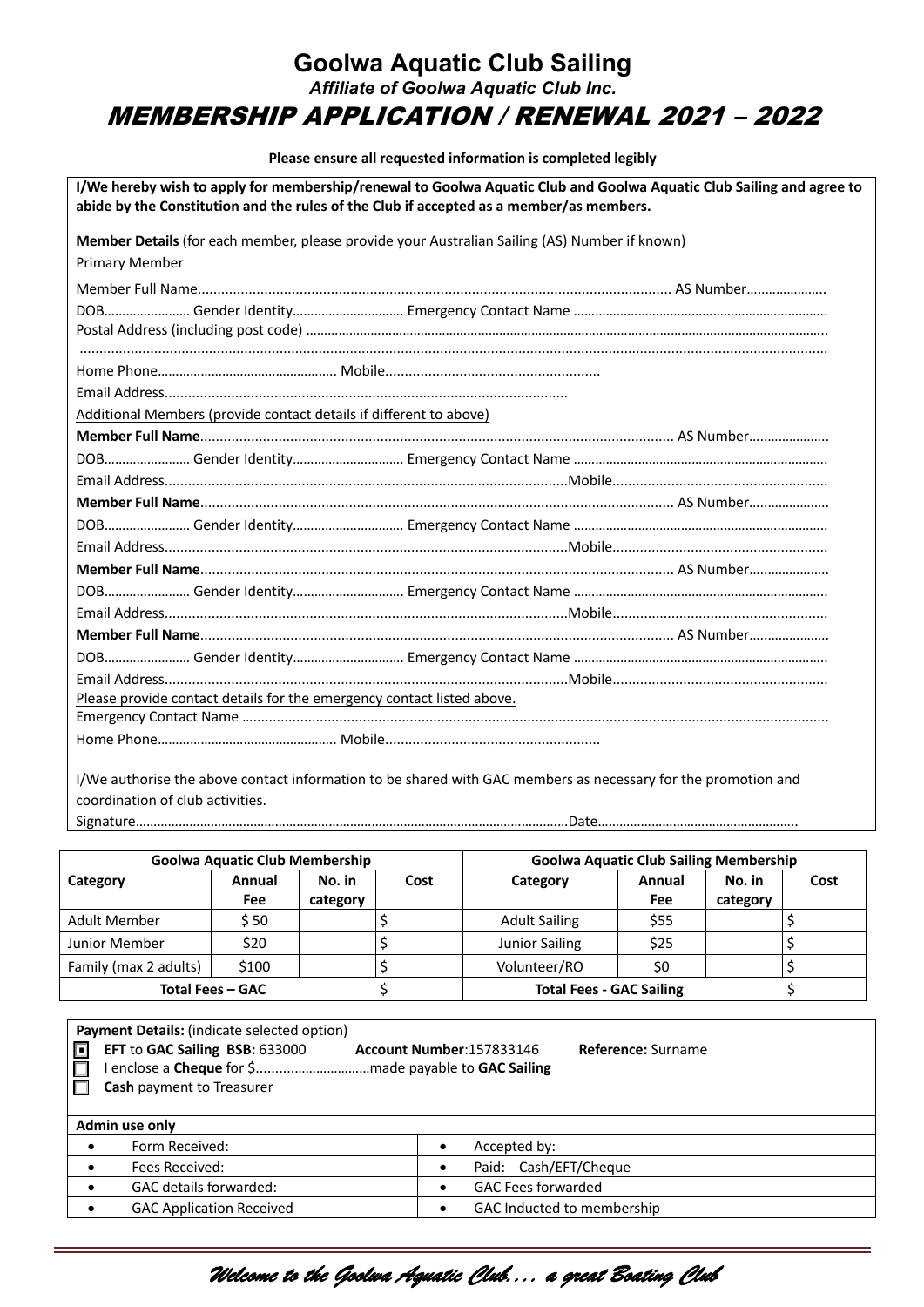# Goolwa Aquatic Club Sailing

*Affiliate of Goolwa Aquatic Club Inc.*

## *MEMBERSHIP APPLICATION / RENEWAL 2021 – 2022*

**Please ensure all requested information is completed legibly**

**I/We hereby wish to apply for membership/renewal to Goolwa Aquatic Club and Goolwa Aquatic Club Sailing and agree to abide by the Constitution and the rules of the Club if accepted as a member/as members.**

**Member Details** (for each member, please provide your Australian Sailing (AS) Number if known)

Primary Member

Member Full Name........................................................................................................................ AS Number......................

DOB........................ Gender Identity.............................. Emergency Contact Name .....................................................................

Postal Address (including post code) .............................................................................................................................................

.........................................................................................................................................................................................................

Home Phone................................................ Mobile......................................................

Email Address......................................................................................................

Additional Members (provide contact details if different to above)

**Member Full Name**........................................................................................................................ AS Number......................

DOB........................ Gender Identity.............................. Emergency Contact Name .....................................................................

Email Address......................................................................................................Mobile......................................................

**Member Full Name**........................................................................................................................ AS Number......................

DOB........................ Gender Identity.............................. Emergency Contact Name .....................................................................

Email Address......................................................................................................Mobile......................................................

**Member Full Name**........................................................................................................................ AS Number......................

DOB........................ Gender Identity.............................. Emergency Contact Name .....................................................................

Email Address......................................................................................................Mobile......................................................

**Member Full Name**........................................................................................................................ AS Number......................

DOB........................ Gender Identity.............................. Emergency Contact Name .....................................................................

Email Address......................................................................................................Mobile......................................................

Please provide contact details for the emergency contact listed above.

Emergency Contact Name ..............................................................................................................................................................

Home Phone................................................ Mobile......................................................

I/We authorise the above contact information to be shared with GAC members as necessary for the promotion and coordination of club activities.

Signature.......................................................................................................................Date......................................................

| Goolwa Aquatic Club Membership | | | | Goolwa Aquatic Club Sailing Membership | | | |
|---|---|---|---|---|---|---|---|
| **Category** | **Annual Fee** | **No. in category** | **Cost** | **Category** | **Annual Fee** | **No. in category** | **Cost** |
| Adult Member | $ 50 | | $ | Adult Sailing | $55 | | $ |
| Junior Member | $20 | | $ | Junior Sailing | $25 | | $ |
| Family (max 2 adults) | $100 | | $ | Volunteer/RO | $0 | | $ |
| **Total Fees – GAC** | | | $ | **Total Fees - GAC Sailing** | | | $ |

**Payment Details:** (indicate selected option)

- ☒ **EFT** to **GAC Sailing BSB:** 633000 **Account Number**:157833146 **Reference:** Surname
- ☐ I enclose a **Cheque** for $..............................made payable to **GAC Sailing**
- ☐ **Cash** payment to Treasurer

| Admin use only | |
|---|---|
| • Form Received: | • Accepted by: |
| • Fees Received: | • Paid: Cash/EFT/Cheque |
| • GAC details forwarded: | • GAC Fees forwarded |
| • GAC Application Received | • GAC Inducted to membership |

*Welcome to the Goolwa Aquatic Club…. a great Boating Club*